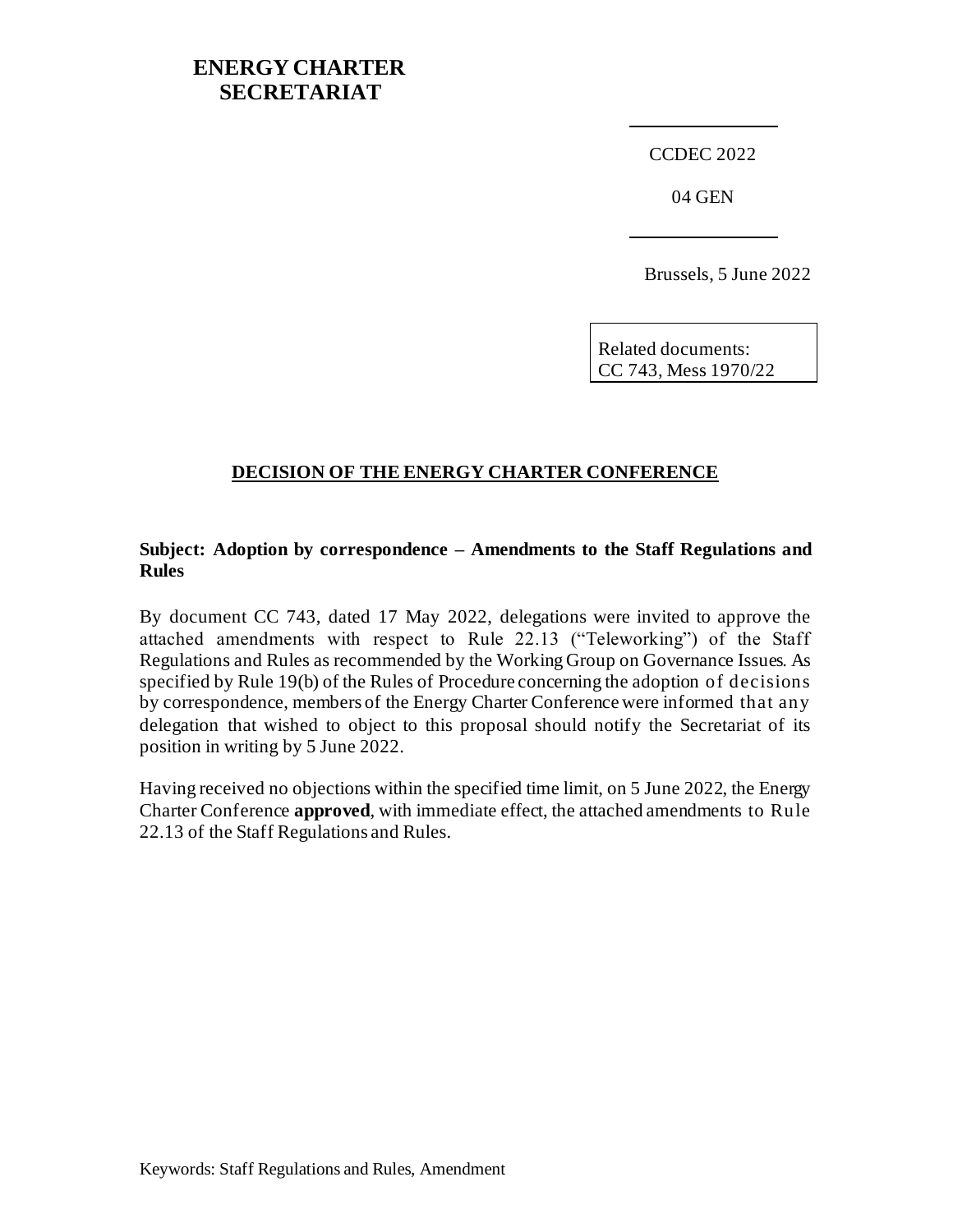**ENERGY CHARTER SECRETARIAT**

CCDEC 2022

04 GEN

Brussels, 5 June 2022

Related documents:
CC 743, Mess 1970/22

## DECISION OF THE ENERGY CHARTER CONFERENCE

**Subject: Adoption by correspondence – Amendments to the Staff Regulations and Rules**

By document CC 743, dated 17 May 2022, delegations were invited to approve the attached amendments with respect to Rule 22.13 ("Teleworking") of the Staff Regulations and Rules as recommended by the Working Group on Governance Issues. As specified by Rule 19(b) of the Rules of Procedure concerning the adoption of decisions by correspondence, members of the Energy Charter Conference were informed that any delegation that wished to object to this proposal should notify the Secretariat of its position in writing by 5 June 2022.

Having received no objections within the specified time limit, on 5 June 2022, the Energy Charter Conference **approved**, with immediate effect, the attached amendments to Rule 22.13 of the Staff Regulations and Rules.

Keywords: Staff Regulations and Rules, Amendment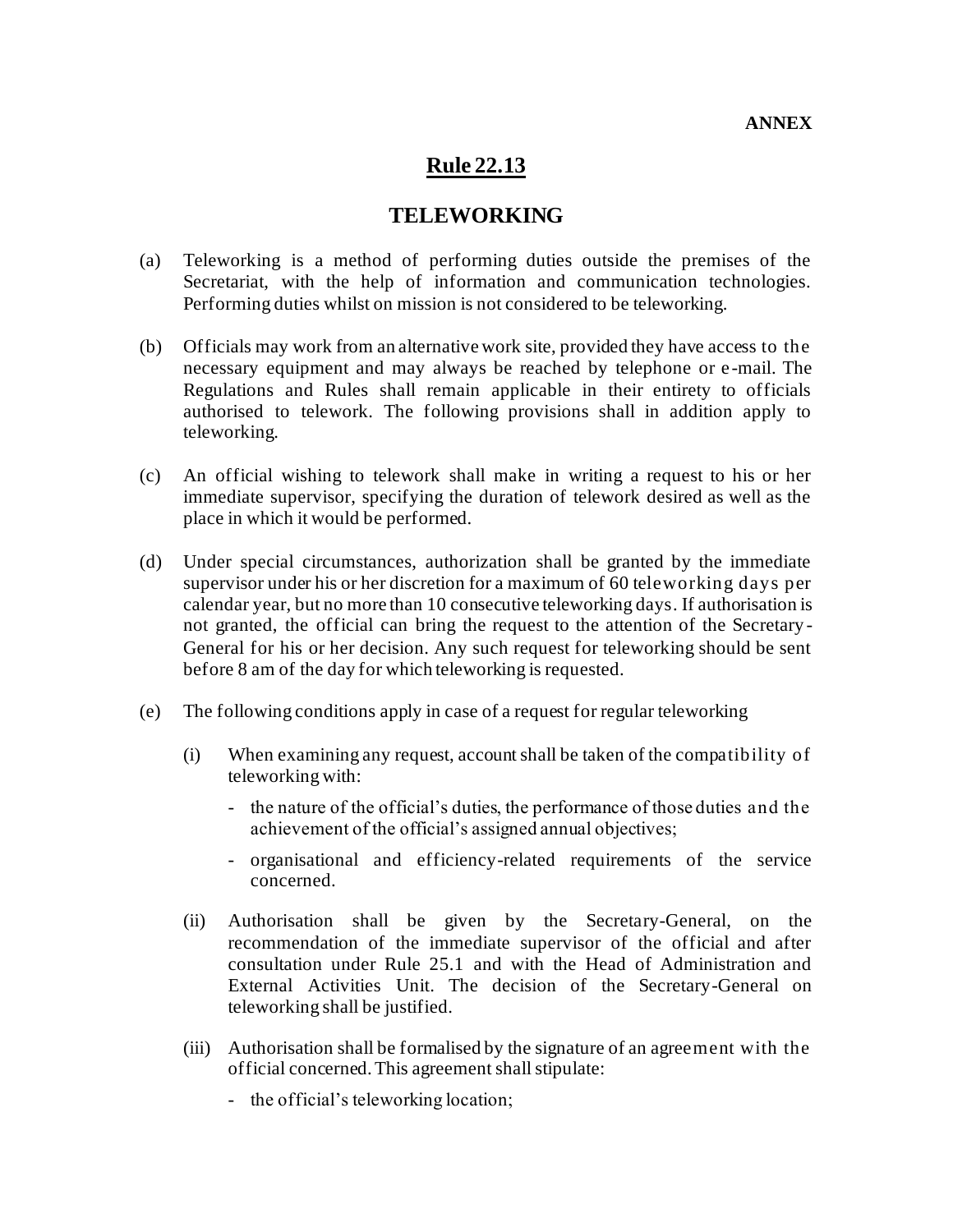**ANNEX**

# Rule 22.13

## TELEWORKING

(a) Teleworking is a method of performing duties outside the premises of the Secretariat, with the help of information and communication technologies. Performing duties whilst on mission is not considered to be teleworking.

(b) Officials may work from an alternative work site, provided they have access to the necessary equipment and may always be reached by telephone or e-mail. The Regulations and Rules shall remain applicable in their entirety to officials authorised to telework. The following provisions shall in addition apply to teleworking.

(c) An official wishing to telework shall make in writing a request to his or her immediate supervisor, specifying the duration of telework desired as well as the place in which it would be performed.

(d) Under special circumstances, authorization shall be granted by the immediate supervisor under his or her discretion for a maximum of 60 teleworking days per calendar year, but no more than 10 consecutive teleworking days. If authorisation is not granted, the official can bring the request to the attention of the Secretary-General for his or her decision. Any such request for teleworking should be sent before 8 am of the day for which teleworking is requested.

(e) The following conditions apply in case of a request for regular teleworking

   (i) When examining any request, account shall be taken of the compatibility of teleworking with:

   - the nature of the official's duties, the performance of those duties and the achievement of the official's assigned annual objectives;
   - organisational and efficiency-related requirements of the service concerned.

   (ii) Authorisation shall be given by the Secretary-General, on the recommendation of the immediate supervisor of the official and after consultation under Rule 25.1 and with the Head of Administration and External Activities Unit. The decision of the Secretary-General on teleworking shall be justified.

   (iii) Authorisation shall be formalised by the signature of an agreement with the official concerned. This agreement shall stipulate:

   - the official's teleworking location;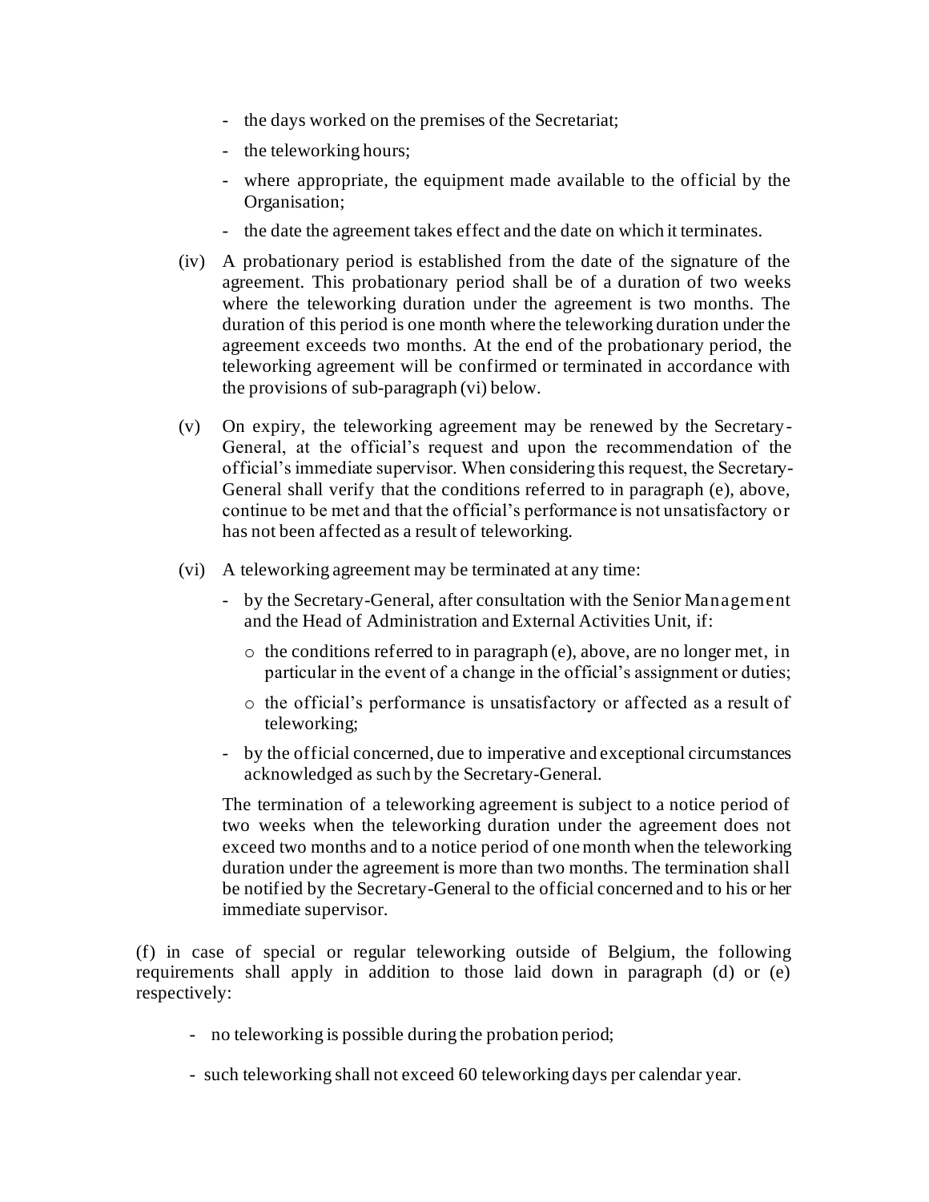- the days worked on the premises of the Secretariat;
- the teleworking hours;
- where appropriate, the equipment made available to the official by the Organisation;
- the date the agreement takes effect and the date on which it terminates.

(iv) A probationary period is established from the date of the signature of the agreement. This probationary period shall be of a duration of two weeks where the teleworking duration under the agreement is two months. The duration of this period is one month where the teleworking duration under the agreement exceeds two months. At the end of the probationary period, the teleworking agreement will be confirmed or terminated in accordance with the provisions of sub-paragraph (vi) below.

(v) On expiry, the teleworking agreement may be renewed by the Secretary-General, at the official's request and upon the recommendation of the official's immediate supervisor. When considering this request, the Secretary-General shall verify that the conditions referred to in paragraph (e), above, continue to be met and that the official's performance is not unsatisfactory or has not been affected as a result of teleworking.

(vi) A teleworking agreement may be terminated at any time:

- by the Secretary-General, after consultation with the Senior Management and the Head of Administration and External Activities Unit, if:
  - the conditions referred to in paragraph (e), above, are no longer met, in particular in the event of a change in the official's assignment or duties;
  - the official's performance is unsatisfactory or affected as a result of teleworking;
- by the official concerned, due to imperative and exceptional circumstances acknowledged as such by the Secretary-General.

The termination of a teleworking agreement is subject to a notice period of two weeks when the teleworking duration under the agreement does not exceed two months and to a notice period of one month when the teleworking duration under the agreement is more than two months. The termination shall be notified by the Secretary-General to the official concerned and to his or her immediate supervisor.

(f) in case of special or regular teleworking outside of Belgium, the following requirements shall apply in addition to those laid down in paragraph (d) or (e) respectively:

- no teleworking is possible during the probation period;
- such teleworking shall not exceed 60 teleworking days per calendar year.